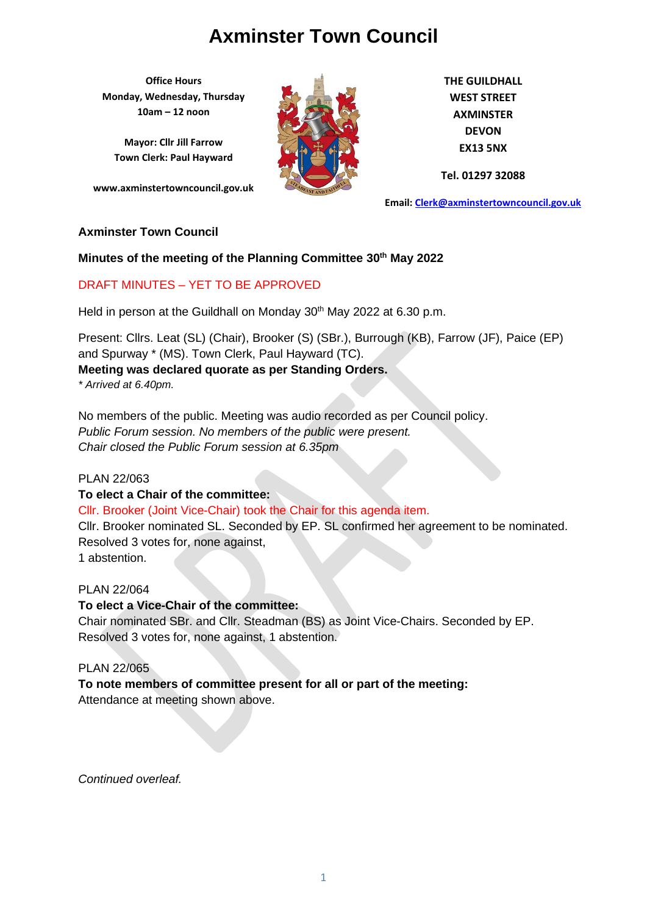# Axminster Town Council

**Office Hours**
**Monday, Wednesday, Thursday**
**10am – 12 noon**

**Mayor: Cllr Jill Farrow**
**Town Clerk: Paul Hayward**

**www.axminstertowncouncil.gov.uk**

**THE GUILDHALL**
**WEST STREET**
**AXMINSTER**
**DEVON**
**EX13 5NX**

**Tel. 01297 32088**

**Email: Clerk@axminstertowncouncil.gov.uk**

**Axminster Town Council**

**Minutes of the meeting of the Planning Committee 30th May 2022**

DRAFT MINUTES – YET TO BE APPROVED

Held in person at the Guildhall on Monday 30th May 2022 at 6.30 p.m.

Present: Cllrs. Leat (SL) (Chair), Brooker (S) (SBr.), Burrough (KB), Farrow (JF), Paice (EP) and Spurway * (MS). Town Clerk, Paul Hayward (TC).
**Meeting was declared quorate as per Standing Orders.**
*\* Arrived at 6.40pm.*

No members of the public. Meeting was audio recorded as per Council policy.
*Public Forum session. No members of the public were present.*
*Chair closed the Public Forum session at 6.35pm*

PLAN 22/063
**To elect a Chair of the committee:**
Cllr. Brooker (Joint Vice-Chair) took the Chair for this agenda item.
Cllr. Brooker nominated SL. Seconded by EP. SL confirmed her agreement to be nominated.
Resolved 3 votes for, none against,
1 abstention.

PLAN 22/064
**To elect a Vice-Chair of the committee:**
Chair nominated SBr. and Cllr. Steadman (BS) as Joint Vice-Chairs. Seconded by EP.
Resolved 3 votes for, none against, 1 abstention.

PLAN 22/065
**To note members of committee present for all or part of the meeting:**
Attendance at meeting shown above.

*Continued overleaf.*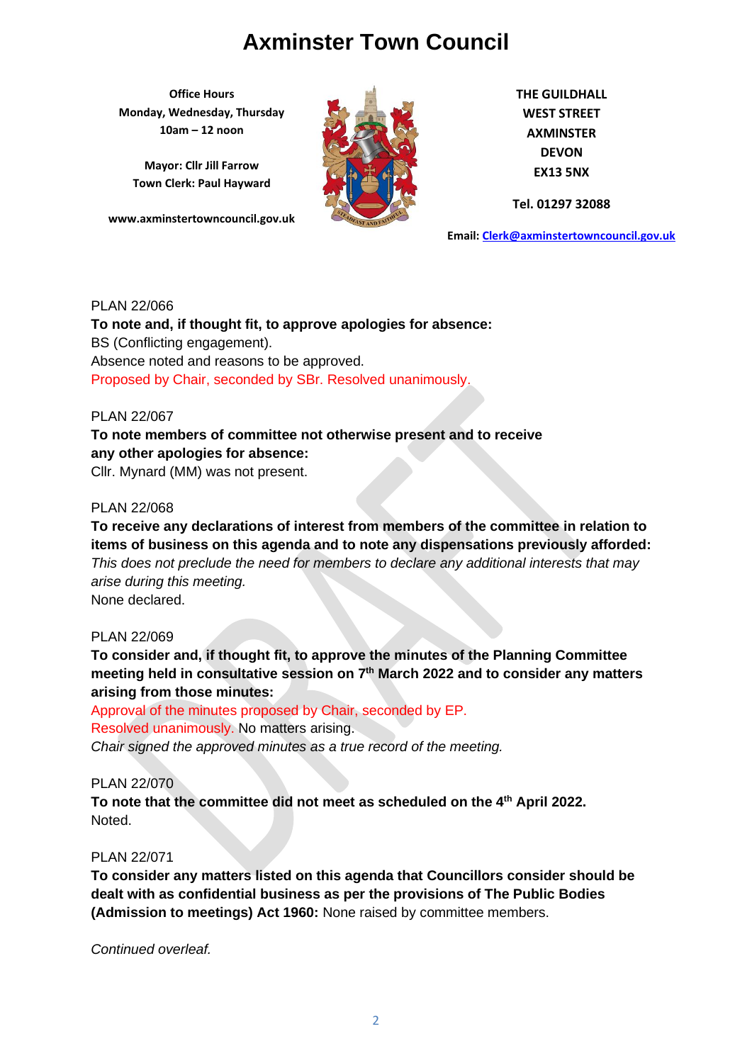# Axminster Town Council

**Office Hours**
**Monday, Wednesday, Thursday**
**10am – 12 noon**

**Mayor: Cllr Jill Farrow**
**Town Clerk: Paul Hayward**

**www.axminstertowncouncil.gov.uk**

**THE GUILDHALL**
**WEST STREET**
**AXMINSTER**
**DEVON**
**EX13 5NX**

**Tel. 01297 32088**

**Email: Clerk@axminstertowncouncil.gov.uk**

PLAN 22/066
**To note and, if thought fit, to approve apologies for absence:**
BS (Conflicting engagement).
Absence noted and reasons to be approved.
Proposed by Chair, seconded by SBr. Resolved unanimously.

PLAN 22/067
**To note members of committee not otherwise present and to receive any other apologies for absence:**
Cllr. Mynard (MM) was not present.

PLAN 22/068
**To receive any declarations of interest from members of the committee in relation to items of business on this agenda and to note any dispensations previously afforded:**
*This does not preclude the need for members to declare any additional interests that may arise during this meeting.*
None declared.

PLAN 22/069
**To consider and, if thought fit, to approve the minutes of the Planning Committee meeting held in consultative session on 7th March 2022 and to consider any matters arising from those minutes:**
Approval of the minutes proposed by Chair, seconded by EP.
Resolved unanimously. No matters arising.
*Chair signed the approved minutes as a true record of the meeting.*

PLAN 22/070
**To note that the committee did not meet as scheduled on the 4th April 2022.**
Noted.

PLAN 22/071
**To consider any matters listed on this agenda that Councillors consider should be dealt with as confidential business as per the provisions of The Public Bodies (Admission to meetings) Act 1960:** None raised by committee members.

*Continued overleaf.*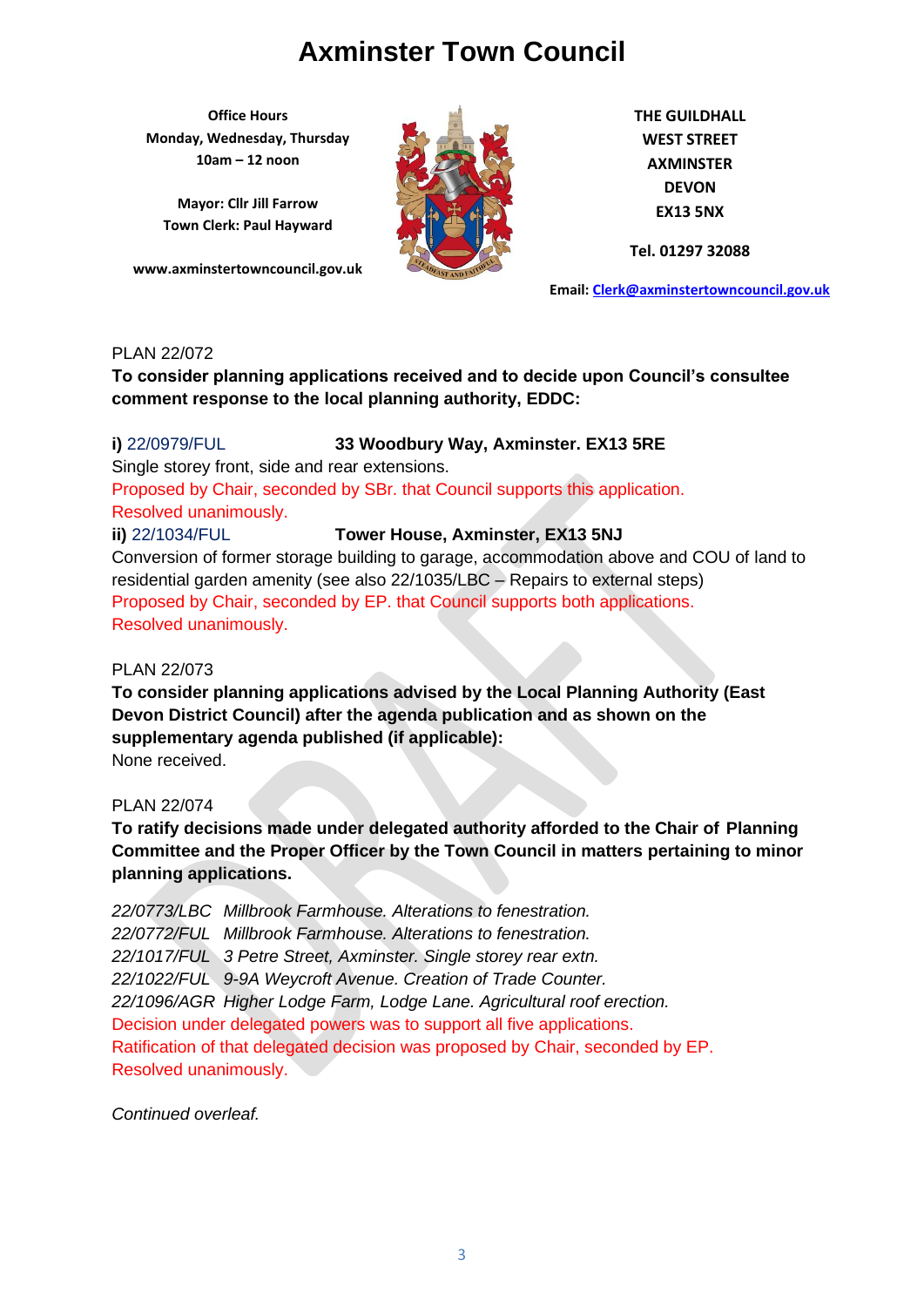# Axminster Town Council

**Office Hours**
**Monday, Wednesday, Thursday**
**10am – 12 noon**

**Mayor: Cllr Jill Farrow**
**Town Clerk: Paul Hayward**

**www.axminstertowncouncil.gov.uk**

**THE GUILDHALL**
**WEST STREET**
**AXMINSTER**
**DEVON**
**EX13 5NX**

**Tel. 01297 32088**

**Email: Clerk@axminstertowncouncil.gov.uk**

PLAN 22/072

**To consider planning applications received and to decide upon Council's consultee comment response to the local planning authority, EDDC:**

**i)** 22/0979/FUL **33 Woodbury Way, Axminster. EX13 5RE**

Single storey front, side and rear extensions.

Proposed by Chair, seconded by SBr. that Council supports this application.
Resolved unanimously.

**ii)** 22/1034/FUL **Tower House, Axminster, EX13 5NJ**

Conversion of former storage building to garage, accommodation above and COU of land to residential garden amenity (see also 22/1035/LBC – Repairs to external steps)

Proposed by Chair, seconded by EP. that Council supports both applications.
Resolved unanimously.

PLAN 22/073

**To consider planning applications advised by the Local Planning Authority (East Devon District Council) after the agenda publication and as shown on the supplementary agenda published (if applicable):**

None received.

PLAN 22/074

**To ratify decisions made under delegated authority afforded to the Chair of Planning Committee and the Proper Officer by the Town Council in matters pertaining to minor planning applications.**

*22/0773/LBC Millbrook Farmhouse. Alterations to fenestration.*
*22/0772/FUL Millbrook Farmhouse. Alterations to fenestration.*
*22/1017/FUL 3 Petre Street, Axminster. Single storey rear extn.*
*22/1022/FUL 9-9A Weycroft Avenue. Creation of Trade Counter.*
*22/1096/AGR Higher Lodge Farm, Lodge Lane. Agricultural roof erection.*

Decision under delegated powers was to support all five applications.
Ratification of that delegated decision was proposed by Chair, seconded by EP.
Resolved unanimously.

*Continued overleaf.*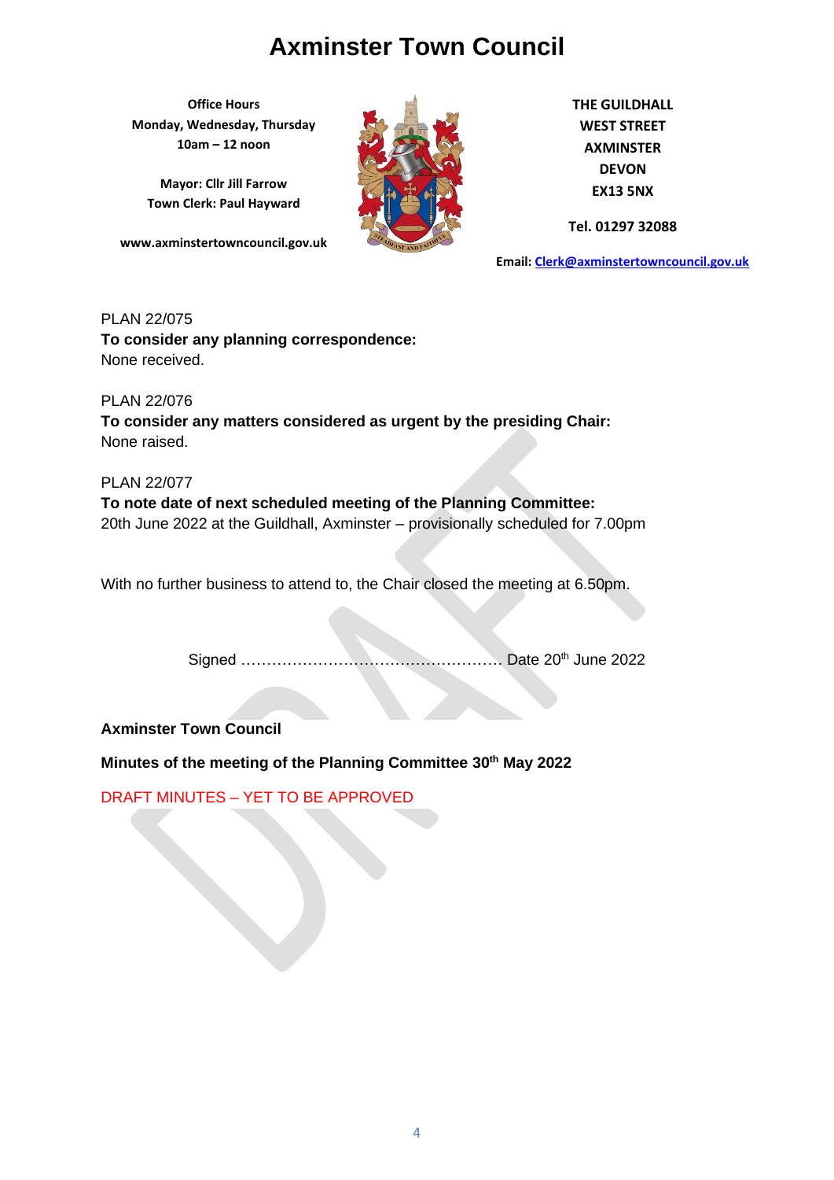# Axminster Town Council

**Office Hours**
**Monday, Wednesday, Thursday**
**10am – 12 noon**

**Mayor: Cllr Jill Farrow**
**Town Clerk: Paul Hayward**

**www.axminstertowncouncil.gov.uk**

**THE GUILDHALL**
**WEST STREET**
**AXMINSTER**
**DEVON**
**EX13 5NX**

**Tel. 01297 32088**

**Email: Clerk@axminstertowncouncil.gov.uk**

PLAN 22/075
**To consider any planning correspondence:**
None received.

PLAN 22/076
**To consider any matters considered as urgent by the presiding Chair:**
None raised.

PLAN 22/077
**To note date of next scheduled meeting of the Planning Committee:**
20th June 2022 at the Guildhall, Axminster – provisionally scheduled for 7.00pm

With no further business to attend to, the Chair closed the meeting at 6.50pm.

Signed …………………………………………… Date 20th June 2022

**Axminster Town Council**

**Minutes of the meeting of the Planning Committee 30th May 2022**

DRAFT MINUTES – YET TO BE APPROVED